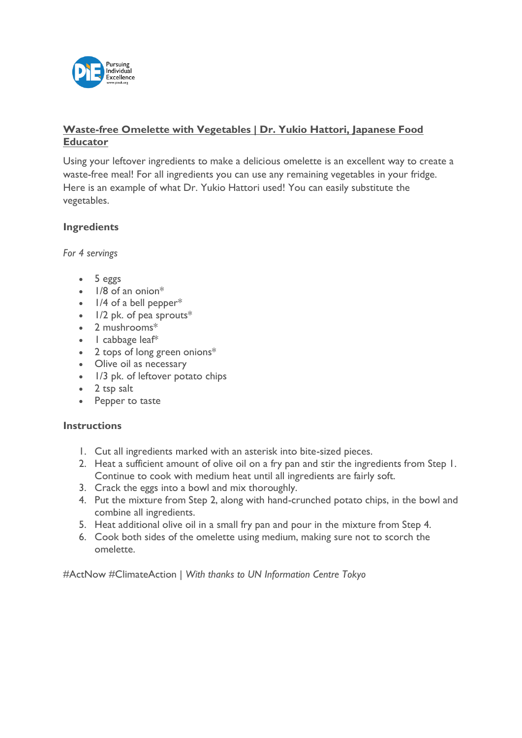## Waste-free Omelette with Vegetables | Dr. Yukio Hattori, Japanese Food Educator

Using your leftover ingredients to make a delicious omelette is an excellent way to create a waste-free meal! For all ingredients you can use any remaining vegetables in your fridge. Here is an example of what Dr. Yukio Hattori used! You can easily substitute the vegetables.

### Ingredients

*For 4 servings*

- 5 eggs
- 1/8 of an onion*
- 1/4 of a bell pepper*
- 1/2 pk. of pea sprouts*
- 2 mushrooms*
- 1 cabbage leaf*
- 2 tops of long green onions*
- Olive oil as necessary
- 1/3 pk. of leftover potato chips
- 2 tsp salt
- Pepper to taste

### Instructions

1. Cut all ingredients marked with an asterisk into bite-sized pieces.
2. Heat a sufficient amount of olive oil on a fry pan and stir the ingredients from Step 1. Continue to cook with medium heat until all ingredients are fairly soft.
3. Crack the eggs into a bowl and mix thoroughly.
4. Put the mixture from Step 2, along with hand-crunched potato chips, in the bowl and combine all ingredients.
5. Heat additional olive oil in a small fry pan and pour in the mixture from Step 4.
6. Cook both sides of the omelette using medium, making sure not to scorch the omelette.

#ActNow #ClimateAction | *With thanks to UN Information Centre Tokyo*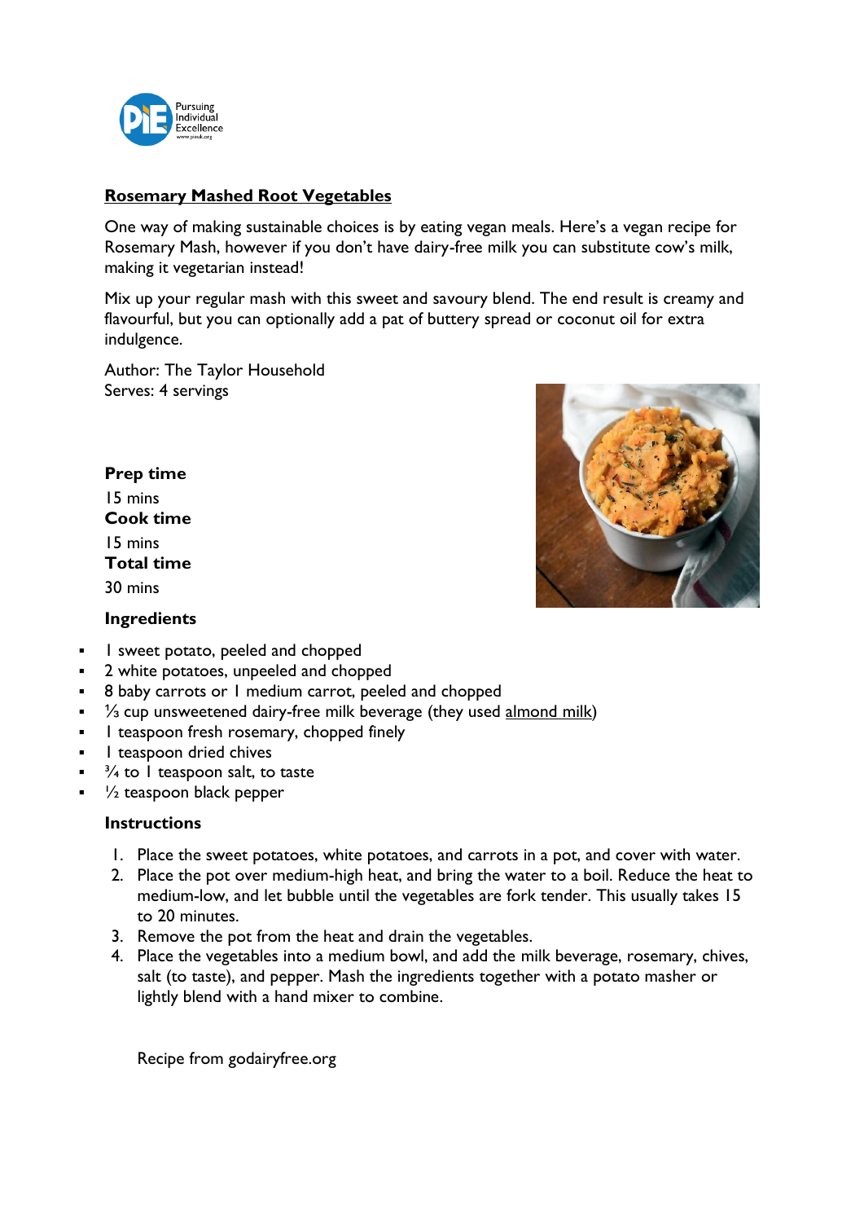## Rosemary Mashed Root Vegetables

One way of making sustainable choices is by eating vegan meals. Here's a vegan recipe for Rosemary Mash, however if you don't have dairy-free milk you can substitute cow's milk, making it vegetarian instead!

Mix up your regular mash with this sweet and savoury blend. The end result is creamy and flavourful, but you can optionally add a pat of buttery spread or coconut oil for extra indulgence.

Author: The Taylor Household
Serves: 4 servings

**Prep time**
15 mins
**Cook time**
15 mins
**Total time**
30 mins

### Ingredients

- 1 sweet potato, peeled and chopped
- 2 white potatoes, unpeeled and chopped
- 8 baby carrots or 1 medium carrot, peeled and chopped
- ⅓ cup unsweetened dairy-free milk beverage (they used almond milk)
- 1 teaspoon fresh rosemary, chopped finely
- 1 teaspoon dried chives
- ¾ to 1 teaspoon salt, to taste
- ½ teaspoon black pepper

### Instructions

1. Place the sweet potatoes, white potatoes, and carrots in a pot, and cover with water.
2. Place the pot over medium-high heat, and bring the water to a boil. Reduce the heat to medium-low, and let bubble until the vegetables are fork tender. This usually takes 15 to 20 minutes.
3. Remove the pot from the heat and drain the vegetables.
4. Place the vegetables into a medium bowl, and add the milk beverage, rosemary, chives, salt (to taste), and pepper. Mash the ingredients together with a potato masher or lightly blend with a hand mixer to combine.

Recipe from godairyfree.org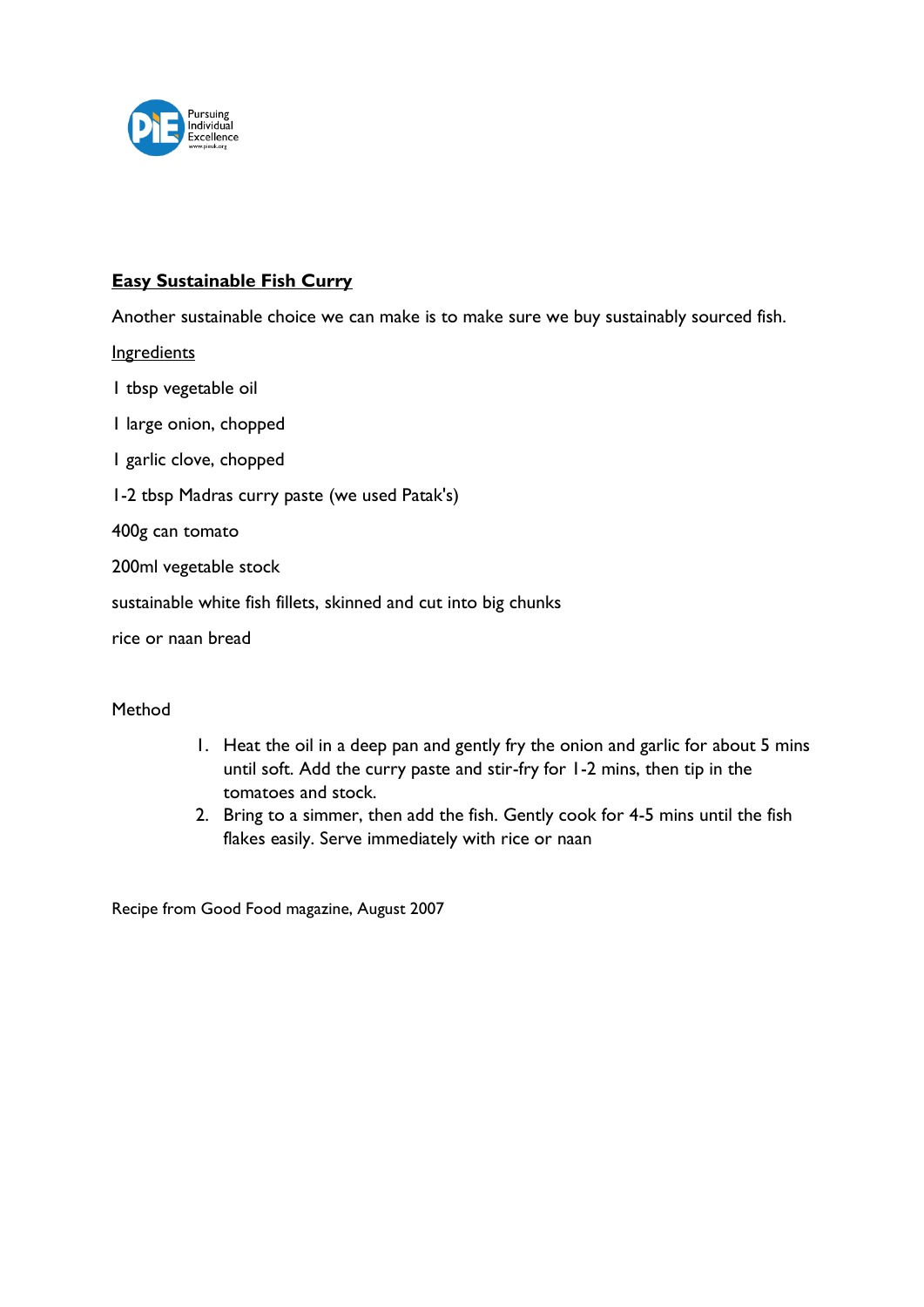## **Easy Sustainable Fish Curry**

Another sustainable choice we can make is to make sure we buy sustainably sourced fish.

Ingredients

1 tbsp vegetable oil

1 large onion, chopped

1 garlic clove, chopped

1-2 tbsp Madras curry paste (we used Patak's)

400g can tomato

200ml vegetable stock

sustainable white fish fillets, skinned and cut into big chunks

rice or naan bread

Method

1. Heat the oil in a deep pan and gently fry the onion and garlic for about 5 mins until soft. Add the curry paste and stir-fry for 1-2 mins, then tip in the tomatoes and stock.
2. Bring to a simmer, then add the fish. Gently cook for 4-5 mins until the fish flakes easily. Serve immediately with rice or naan

Recipe from Good Food magazine, August 2007